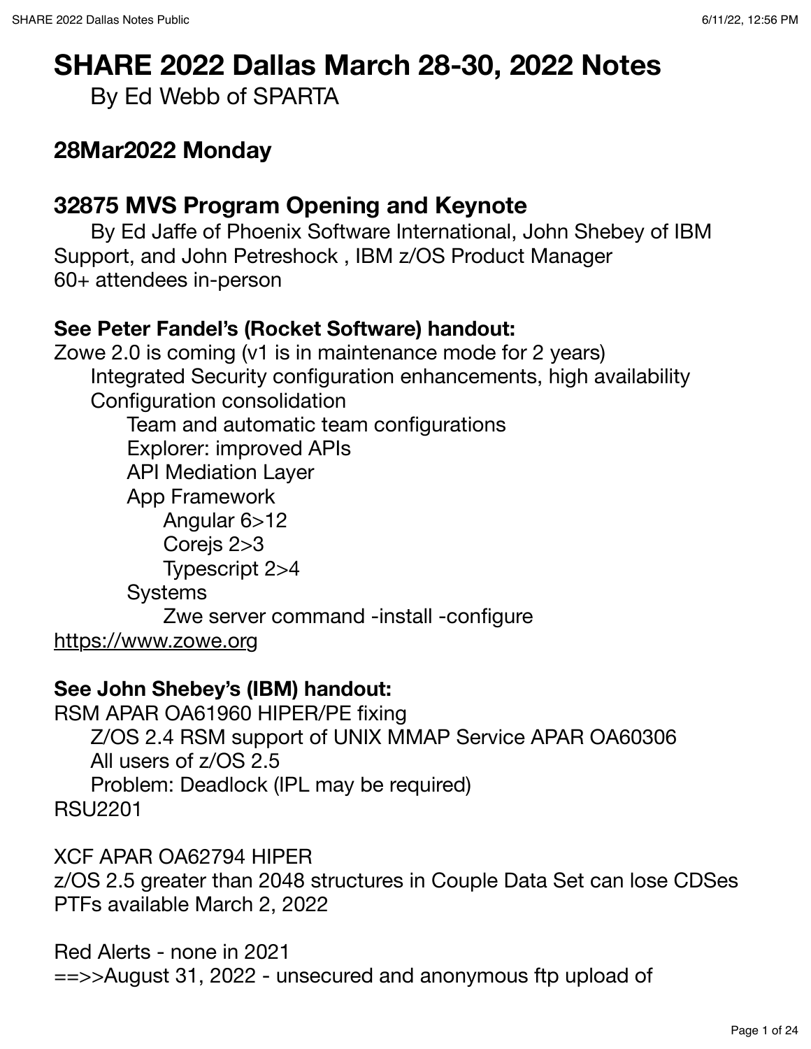# SHARE 2022 Dallas March 28-30, 2022 Notes

By Ed Webb of SPARTA

## 28Mar2022 Monday

## 32875 MVS Program Opening and Keynote

By Ed Jaffe of Phoenix Software International, John Shebey of IBM Support, and John Petreshock , IBM z/OS Product Manager
60+ attendees in-person

**See Peter Fandel's (Rocket Software) handout:**

Zowe 2.0 is coming (v1 is in maintenance mode for 2 years)
- Integrated Security configuration enhancements, high availability
- Configuration consolidation
  - Team and automatic team configurations
  - Explorer: improved APIs
  - API Mediation Layer
  - App Framework
    - Angular 6>12
    - Corejs 2>3
    - Typescript 2>4
  - Systems
    - Zwe server command -install -configure

https://www.zowe.org

**See John Shebey's (IBM) handout:**

RSM APAR OA61960 HIPER/PE fixing
- Z/OS 2.4 RSM support of UNIX MMAP Service APAR OA60306
- All users of z/OS 2.5
- Problem: Deadlock (IPL may be required)

RSU2201

XCF APAR OA62794 HIPER
z/OS 2.5 greater than 2048 structures in Couple Data Set can lose CDSes
PTFs available March 2, 2022

Red Alerts - none in 2021
==>>August 31, 2022 - unsecured and anonymous ftp upload of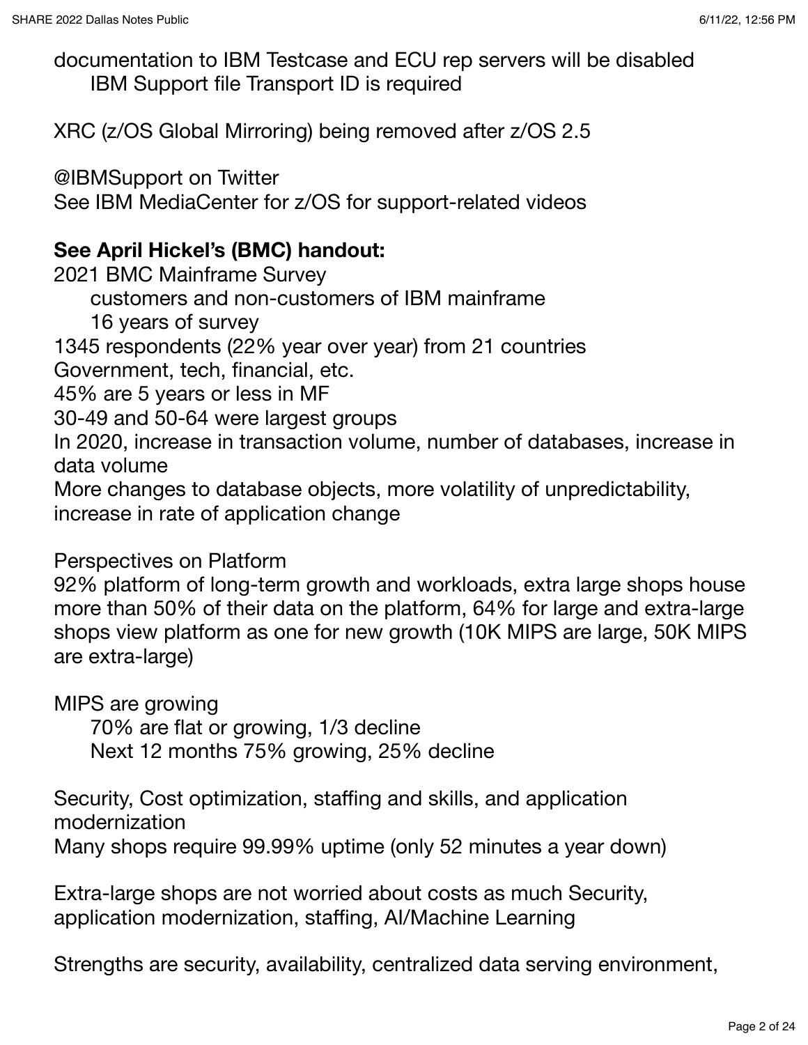documentation to IBM Testcase and ECU rep servers will be disabled
    IBM Support file Transport ID is required

XRC (z/OS Global Mirroring) being removed after z/OS 2.5

@IBMSupport on Twitter
See IBM MediaCenter for z/OS for support-related videos

**See April Hickel's (BMC) handout:**
2021 BMC Mainframe Survey
    customers and non-customers of IBM mainframe
    16 years of survey
1345 respondents (22% year over year) from 21 countries
Government, tech, financial, etc.
45% are 5 years or less in MF
30-49 and 50-64 were largest groups
In 2020, increase in transaction volume, number of databases, increase in data volume
More changes to database objects, more volatility of unpredictability, increase in rate of application change

Perspectives on Platform
92% platform of long-term growth and workloads, extra large shops house more than 50% of their data on the platform, 64% for large and extra-large shops view platform as one for new growth (10K MIPS are large, 50K MIPS are extra-large)

MIPS are growing
    70% are flat or growing, 1/3 decline
    Next 12 months 75% growing, 25% decline

Security, Cost optimization, staffing and skills, and application modernization
Many shops require 99.99% uptime (only 52 minutes a year down)

Extra-large shops are not worried about costs as much Security, application modernization, staffing, AI/Machine Learning

Strengths are security, availability, centralized data serving environment,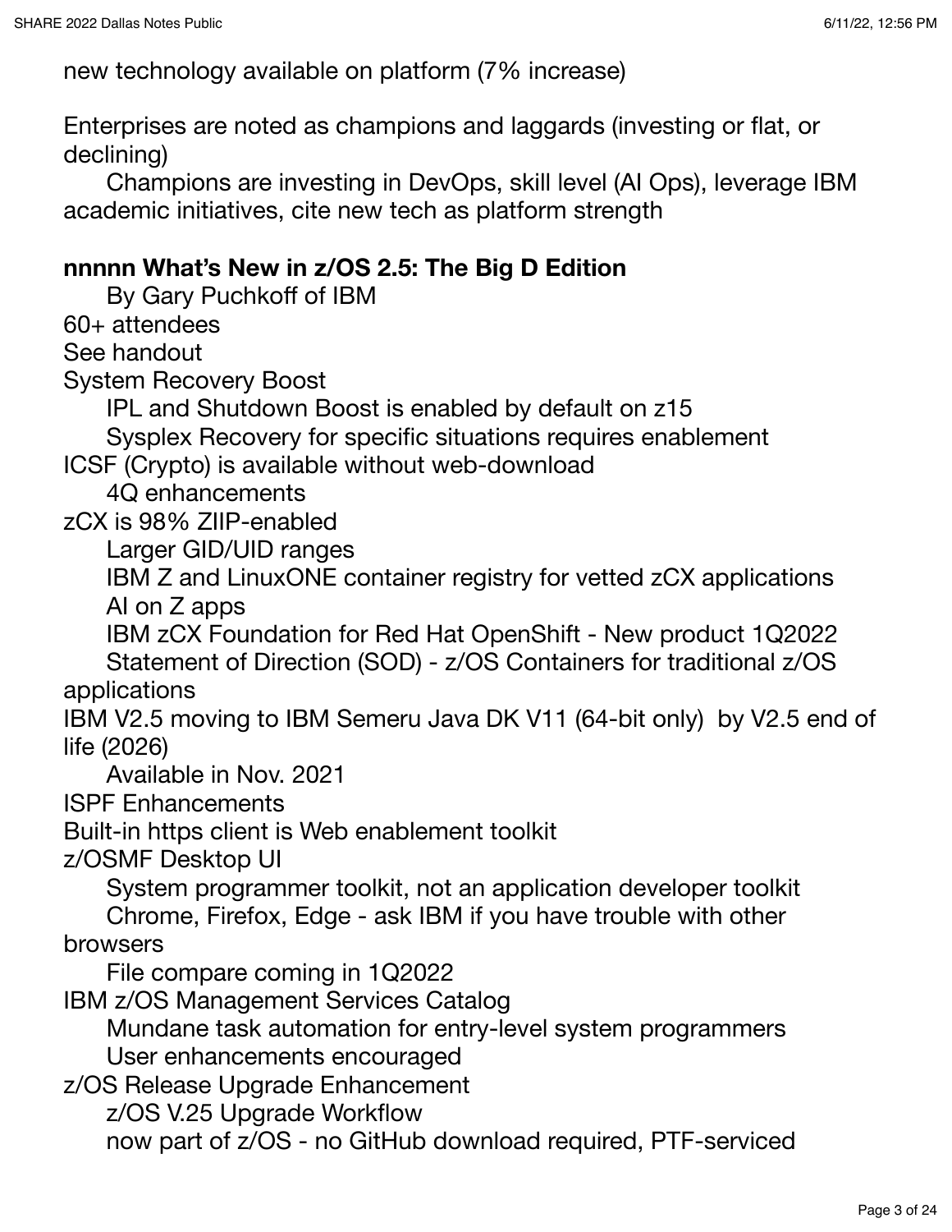new technology available on platform (7% increase)

Enterprises are noted as champions and laggards (investing or flat, or declining)

- Champions are investing in DevOps, skill level (AI Ops), leverage IBM academic initiatives, cite new tech as platform strength

**nnnnn What's New in z/OS 2.5: The Big D Edition**

- By Gary Puchkoff of IBM

60+ attendees

See handout

System Recovery Boost

- IPL and Shutdown Boost is enabled by default on z15
- Sysplex Recovery for specific situations requires enablement

ICSF (Crypto) is available without web-download

- 4Q enhancements

zCX is 98% ZIIP-enabled

- Larger GID/UID ranges
- IBM Z and LinuxONE container registry for vetted zCX applications
- AI on Z apps
- IBM zCX Foundation for Red Hat OpenShift - New product 1Q2022
- Statement of Direction (SOD) - z/OS Containers for traditional z/OS applications

IBM V2.5 moving to IBM Semeru Java DK V11 (64-bit only) by V2.5 end of life (2026)

- Available in Nov. 2021

ISPF Enhancements

Built-in https client is Web enablement toolkit

z/OSMF Desktop UI

- System programmer toolkit, not an application developer toolkit
- Chrome, Firefox, Edge - ask IBM if you have trouble with other browsers
- File compare coming in 1Q2022

IBM z/OS Management Services Catalog

- Mundane task automation for entry-level system programmers
- User enhancements encouraged

z/OS Release Upgrade Enhancement

- z/OS V.25 Upgrade Workflow
- now part of z/OS - no GitHub download required, PTF-serviced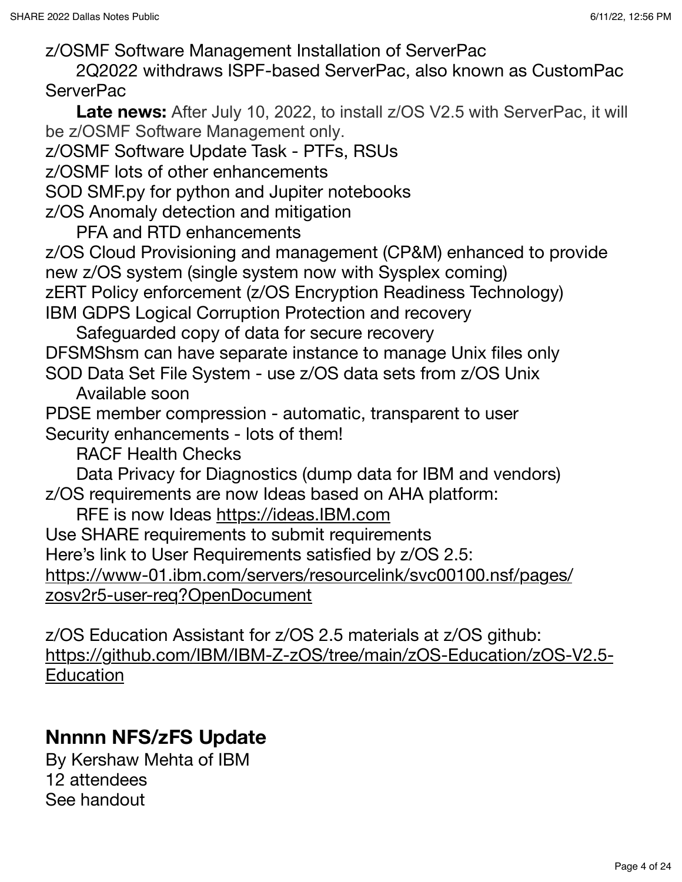z/OSMF Software Management Installation of ServerPac

  2Q2022 withdraws ISPF-based ServerPac, also known as CustomPac ServerPac

  **Late news:** After July 10, 2022, to install z/OS V2.5 with ServerPac, it will be z/OSMF Software Management only.

z/OSMF Software Update Task - PTFs, RSUs

z/OSMF lots of other enhancements

SOD SMF.py for python and Jupiter notebooks

z/OS Anomaly detection and mitigation

  PFA and RTD enhancements

z/OS Cloud Provisioning and management (CP&M) enhanced to provide new z/OS system (single system now with Sysplex coming)

zERT Policy enforcement (z/OS Encryption Readiness Technology)

IBM GDPS Logical Corruption Protection and recovery

  Safeguarded copy of data for secure recovery

DFSMShsm can have separate instance to manage Unix files only

SOD Data Set File System - use z/OS data sets from z/OS Unix

  Available soon

PDSE member compression - automatic, transparent to user

Security enhancements - lots of them!

  RACF Health Checks

  Data Privacy for Diagnostics (dump data for IBM and vendors)

z/OS requirements are now Ideas based on AHA platform:

  RFE is now Ideas https://ideas.IBM.com

Use SHARE requirements to submit requirements

Here's link to User Requirements satisfied by z/OS 2.5:
https://www-01.ibm.com/servers/resourcelink/svc00100.nsf/pages/zosv2r5-user-req?OpenDocument

z/OS Education Assistant for z/OS 2.5 materials at z/OS github:
https://github.com/IBM/IBM-Z-zOS/tree/main/zOS-Education/zOS-V2.5-Education

## Nnnnn NFS/zFS Update

By Kershaw Mehta of IBM
12 attendees
See handout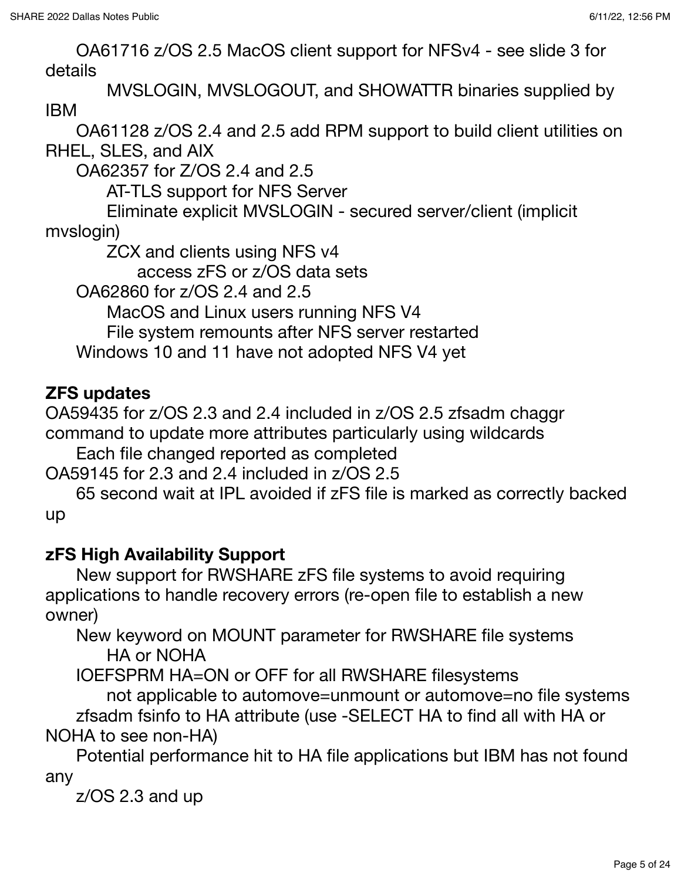OA61716 z/OS 2.5 MacOS client support for NFSv4 - see slide 3 for details

- MVSLOGIN, MVSLOGOUT, and SHOWATTR binaries supplied by IBM

OA61128 z/OS 2.4 and 2.5 add RPM support to build client utilities on RHEL, SLES, and AIX

OA62357 for Z/OS 2.4 and 2.5

- AT-TLS support for NFS Server
- Eliminate explicit MVSLOGIN - secured server/client (implicit mvslogin)
- ZCX and clients using NFS v4
  - access zFS or z/OS data sets

OA62860 for z/OS 2.4 and 2.5

- MacOS and Linux users running NFS V4
- File system remounts after NFS server restarted

Windows 10 and 11 have not adopted NFS V4 yet

**ZFS updates**

OA59435 for z/OS 2.3 and 2.4 included in z/OS 2.5 zfsadm chaggr command to update more attributes particularly using wildcards

- Each file changed reported as completed

OA59145 for 2.3 and 2.4 included in z/OS 2.5

- 65 second wait at IPL avoided if zFS file is marked as correctly backed up

**zFS High Availability Support**

- New support for RWSHARE zFS file systems to avoid requiring applications to handle recovery errors (re-open file to establish a new owner)
- New keyword on MOUNT parameter for RWSHARE file systems
  - HA or NOHA
- IOEFSPRM HA=ON or OFF for all RWSHARE filesystems
  - not applicable to automove=unmount or automove=no file systems
- zfsadm fsinfo to HA attribute (use -SELECT HA to find all with HA or NOHA to see non-HA)
- Potential performance hit to HA file applications but IBM has not found any
- z/OS 2.3 and up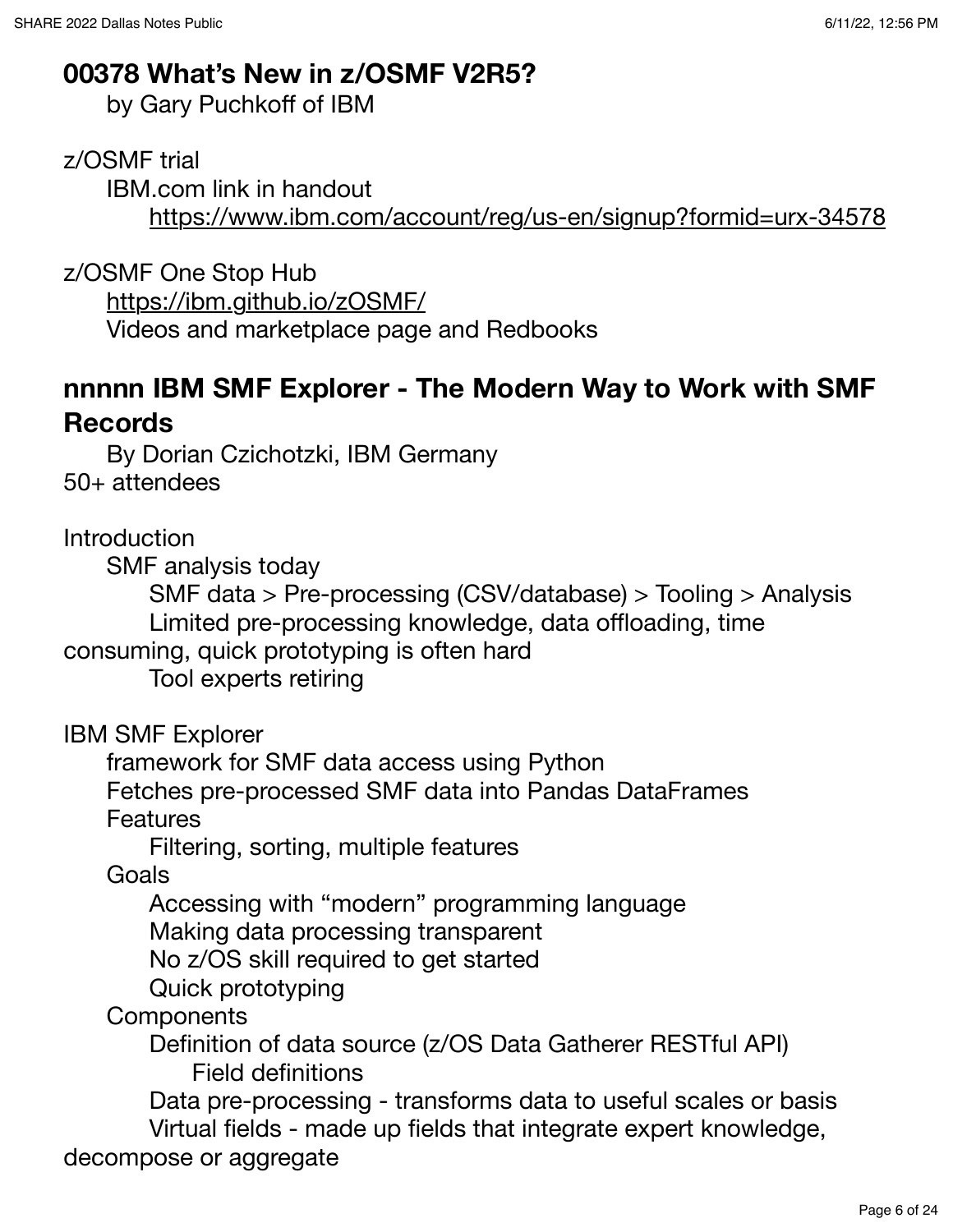## 00378 What's New in z/OSMF V2R5?

by Gary Puchkoff of IBM

z/OSMF trial

- IBM.com link in handout
  - https://www.ibm.com/account/reg/us-en/signup?formid=urx-34578

z/OSMF One Stop Hub

- https://ibm.github.io/zOSMF/
- Videos and marketplace page and Redbooks

## nnnnn IBM SMF Explorer - The Modern Way to Work with SMF Records

By Dorian Czichotzki, IBM Germany

50+ attendees

Introduction

- SMF analysis today
  - SMF data > Pre-processing (CSV/database) > Tooling > Analysis
  - Limited pre-processing knowledge, data offloading, time consuming, quick prototyping is often hard
  - Tool experts retiring

IBM SMF Explorer

- framework for SMF data access using Python
- Fetches pre-processed SMF data into Pandas DataFrames
- Features
  - Filtering, sorting, multiple features
- Goals
  - Accessing with "modern" programming language
  - Making data processing transparent
  - No z/OS skill required to get started
  - Quick prototyping
- Components
  - Definition of data source (z/OS Data Gatherer RESTful API)
    - Field definitions
  - Data pre-processing - transforms data to useful scales or basis
  - Virtual fields - made up fields that integrate expert knowledge, decompose or aggregate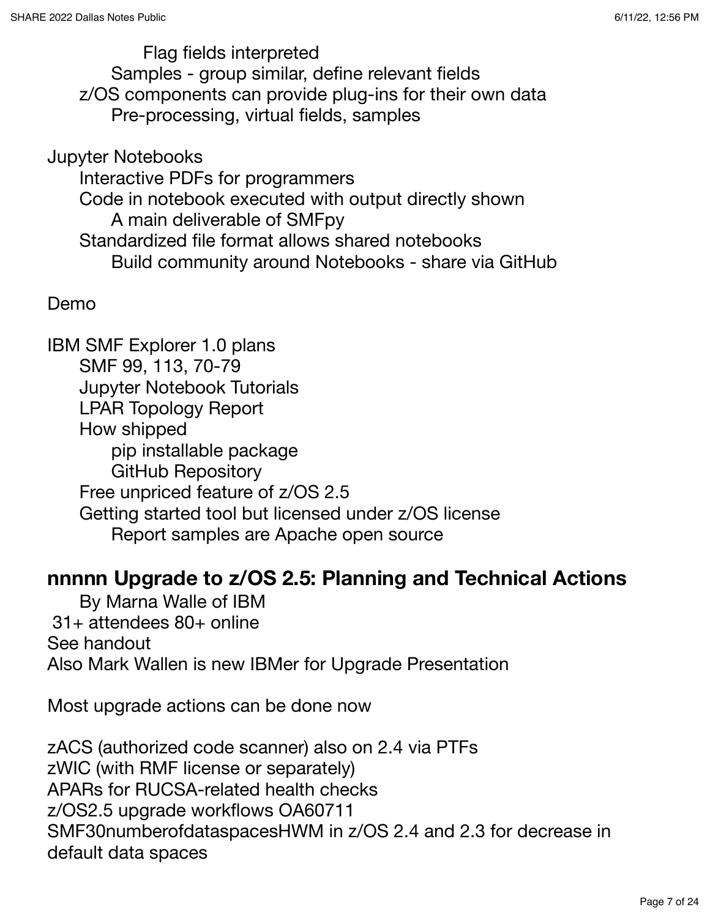- Flag fields interpreted
  - Samples - group similar, define relevant fields
- z/OS components can provide plug-ins for their own data
  - Pre-processing, virtual fields, samples

Jupyter Notebooks
- Interactive PDFs for programmers
- Code in notebook executed with output directly shown
  - A main deliverable of SMFpy
- Standardized file format allows shared notebooks
  - Build community around Notebooks - share via GitHub

Demo

IBM SMF Explorer 1.0 plans
- SMF 99, 113, 70-79
- Jupyter Notebook Tutorials
- LPAR Topology Report
- How shipped
  - pip installable package
  - GitHub Repository
- Free unpriced feature of z/OS 2.5
- Getting started tool but licensed under z/OS license
  - Report samples are Apache open source

## nnnnn Upgrade to z/OS 2.5: Planning and Technical Actions

By Marna Walle of IBM
31+ attendees 80+ online
See handout
Also Mark Wallen is new IBMer for Upgrade Presentation

Most upgrade actions can be done now

zACS (authorized code scanner) also on 2.4 via PTFs
zWIC (with RMF license or separately)
APARs for RUCSA-related health checks
z/OS2.5 upgrade workflows OA60711
SMF30numberofdataspacesHWM in z/OS 2.4 and 2.3 for decrease in default data spaces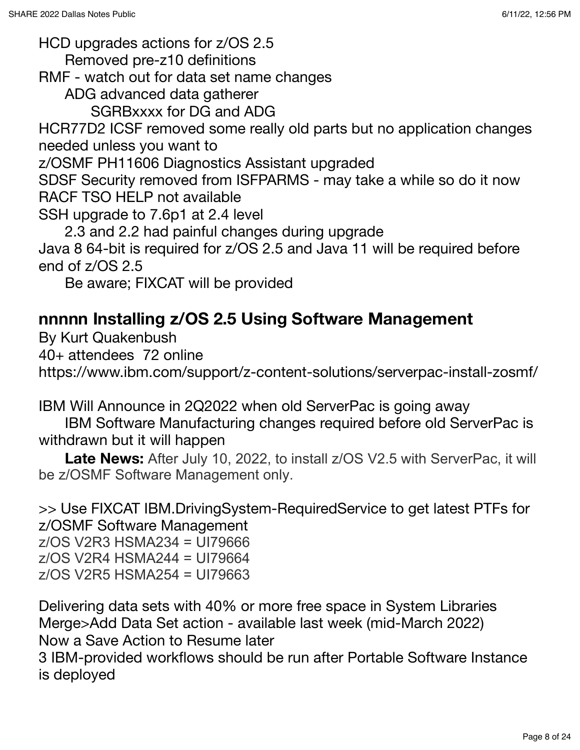HCD upgrades actions for z/OS 2.5

Removed pre-z10 definitions

RMF - watch out for data set name changes

ADG advanced data gatherer

SGRBxxxx for DG and ADG

HCR77D2 ICSF removed some really old parts but no application changes needed unless you want to

z/OSMF PH11606 Diagnostics Assistant upgraded

SDSF Security removed from ISFPARMS - may take a while so do it now

RACF TSO HELP not available

SSH upgrade to 7.6p1 at 2.4 level

2.3 and 2.2 had painful changes during upgrade

Java 8 64-bit is required for z/OS 2.5 and Java 11 will be required before end of z/OS 2.5

Be aware; FIXCAT will be provided

## nnnnn Installing z/OS 2.5 Using Software Management

By Kurt Quakenbush

40+ attendees 72 online

https://www.ibm.com/support/z-content-solutions/serverpac-install-zosmf/

IBM Will Announce in 2Q2022 when old ServerPac is going away

IBM Software Manufacturing changes required before old ServerPac is withdrawn but it will happen

**Late News:** After July 10, 2022, to install z/OS V2.5 with ServerPac, it will be z/OSMF Software Management only.

>> Use FIXCAT IBM.DrivingSystem-RequiredService to get latest PTFs for z/OSMF Software Management

z/OS V2R3 HSMA234 = UI79666

z/OS V2R4 HSMA244 = UI79664

z/OS V2R5 HSMA254 = UI79663

Delivering data sets with 40% or more free space in System Libraries

Merge>Add Data Set action - available last week (mid-March 2022)

Now a Save Action to Resume later

3 IBM-provided workflows should be run after Portable Software Instance is deployed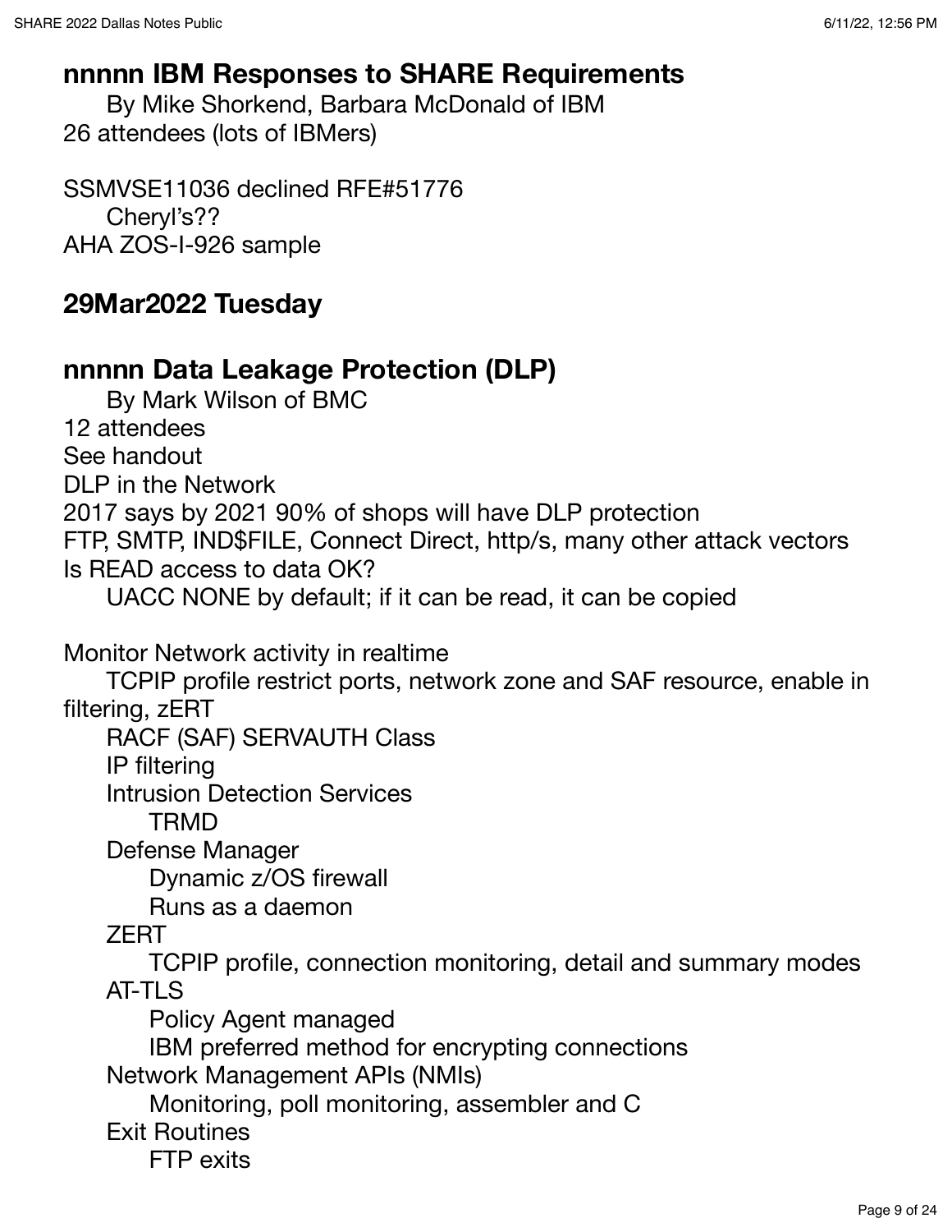## nnnnn IBM Responses to SHARE Requirements

By Mike Shorkend, Barbara McDonald of IBM

26 attendees (lots of IBMers)

SSMVSE11036 declined RFE#51776

- Cheryl's??

AHA ZOS-I-926 sample

## 29Mar2022 Tuesday

## nnnnn Data Leakage Protection (DLP)

By Mark Wilson of BMC

12 attendees

See handout

DLP in the Network

2017 says by 2021 90% of shops will have DLP protection

FTP, SMTP, IND$FILE, Connect Direct, http/s, many other attack vectors

Is READ access to data OK?

- UACC NONE by default; if it can be read, it can be copied

Monitor Network activity in realtime

- TCPIP profile restrict ports, network zone and SAF resource, enable in filtering, zERT
- RACF (SAF) SERVAUTH Class
- IP filtering
- Intrusion Detection Services
  - TRMD
- Defense Manager
  - Dynamic z/OS firewall
  - Runs as a daemon
- ZERT
  - TCPIP profile, connection monitoring, detail and summary modes
- AT-TLS
  - Policy Agent managed
  - IBM preferred method for encrypting connections
- Network Management APIs (NMIs)
  - Monitoring, poll monitoring, assembler and C
- Exit Routines
  - FTP exits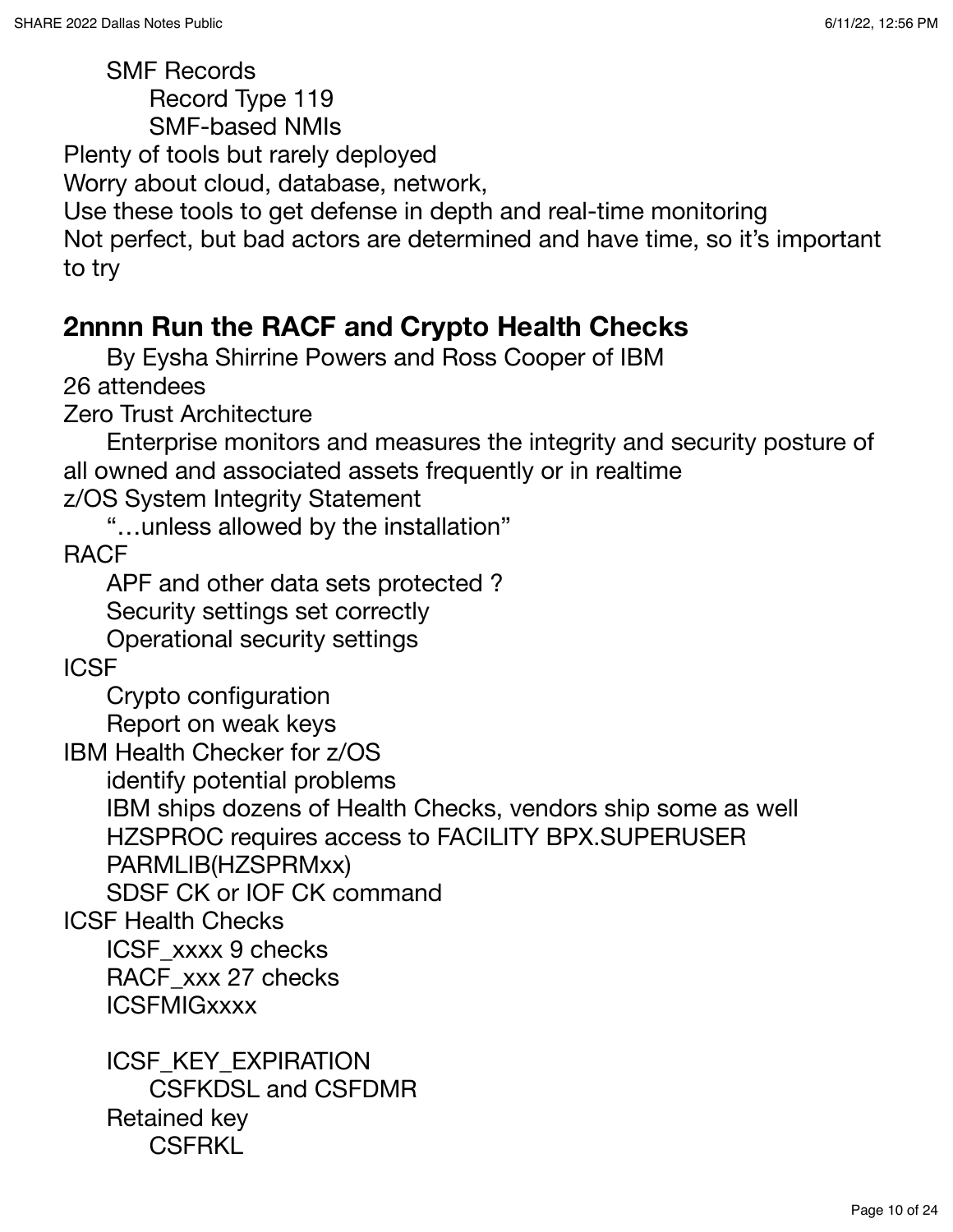SMF Records

Record Type 119

SMF-based NMIs

Plenty of tools but rarely deployed

Worry about cloud, database, network,

Use these tools to get defense in depth and real-time monitoring

Not perfect, but bad actors are determined and have time, so it's important to try

## 2nnnn Run the RACF and Crypto Health Checks

By Eysha Shirrine Powers and Ross Cooper of IBM

26 attendees

Zero Trust Architecture

Enterprise monitors and measures the integrity and security posture of all owned and associated assets frequently or in realtime

z/OS System Integrity Statement

"…unless allowed by the installation"

RACF

APF and other data sets protected ?

Security settings set correctly

Operational security settings

ICSF

Crypto configuration

Report on weak keys

IBM Health Checker for z/OS

identify potential problems

IBM ships dozens of Health Checks, vendors ship some as well

HZSPROC requires access to FACILITY BPX.SUPERUSER

PARMLIB(HZSPRMxx)

SDSF CK or IOF CK command

ICSF Health Checks

ICSF_xxxx 9 checks

RACF_xxx 27 checks

ICSFMIGxxxx

ICSF_KEY_EXPIRATION

CSFKDSL and CSFDMR

Retained key

CSFRKL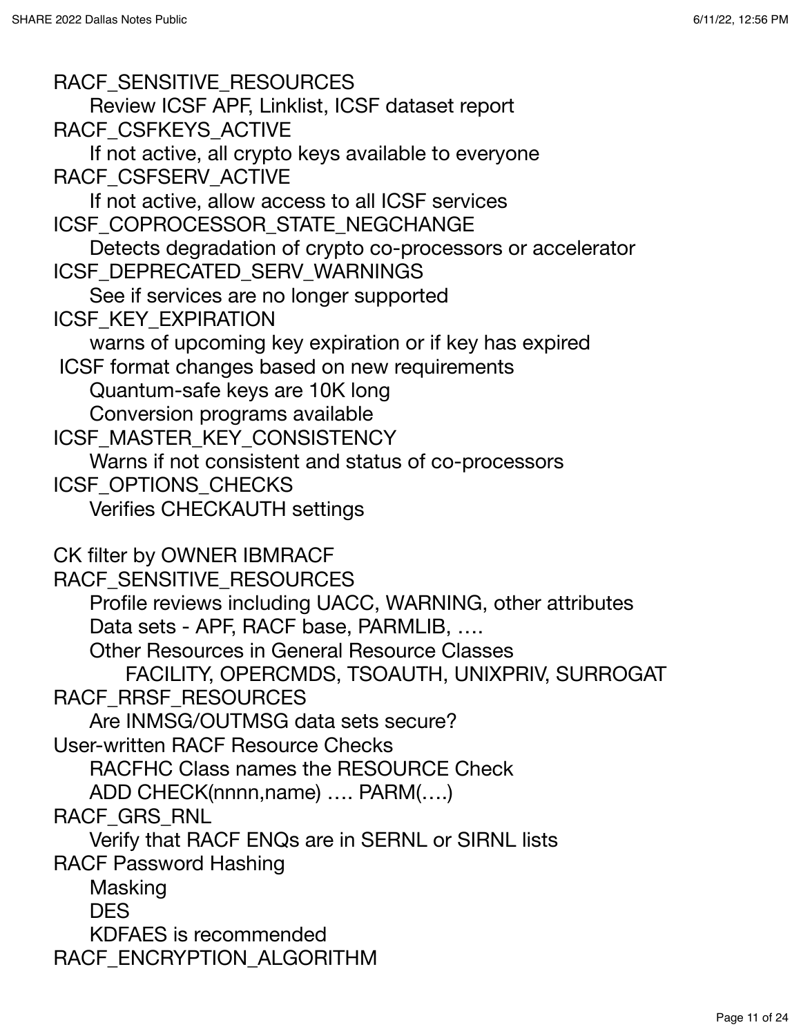RACF_SENSITIVE_RESOURCES
- Review ICSF APF, Linklist, ICSF dataset report

RACF_CSFKEYS_ACTIVE
- If not active, all crypto keys available to everyone

RACF_CSFSERV_ACTIVE
- If not active, allow access to all ICSF services

ICSF_COPROCESSOR_STATE_NEGCHANGE
- Detects degradation of crypto co-processors or accelerator

ICSF_DEPRECATED_SERV_WARNINGS
- See if services are no longer supported

ICSF_KEY_EXPIRATION
- warns of upcoming key expiration or if key has expired

ICSF format changes based on new requirements
- Quantum-safe keys are 10K long
- Conversion programs available

ICSF_MASTER_KEY_CONSISTENCY
- Warns if not consistent and status of co-processors

ICSF_OPTIONS_CHECKS
- Verifies CHECKAUTH settings

CK filter by OWNER IBMRACF

RACF_SENSITIVE_RESOURCES
- Profile reviews including UACC, WARNING, other attributes
- Data sets - APF, RACF base, PARMLIB, ….
- Other Resources in General Resource Classes
  - FACILITY, OPERCMDS, TSOAUTH, UNIXPRIV, SURROGAT

RACF_RRSF_RESOURCES
- Are INMSG/OUTMSG data sets secure?

User-written RACF Resource Checks
- RACFHC Class names the RESOURCE Check
- ADD CHECK(nnnn,name) …. PARM(….)

RACF_GRS_RNL
- Verify that RACF ENQs are in SERNL or SIRNL lists

RACF Password Hashing
- Masking
- DES
- KDFAES is recommended

RACF_ENCRYPTION_ALGORITHM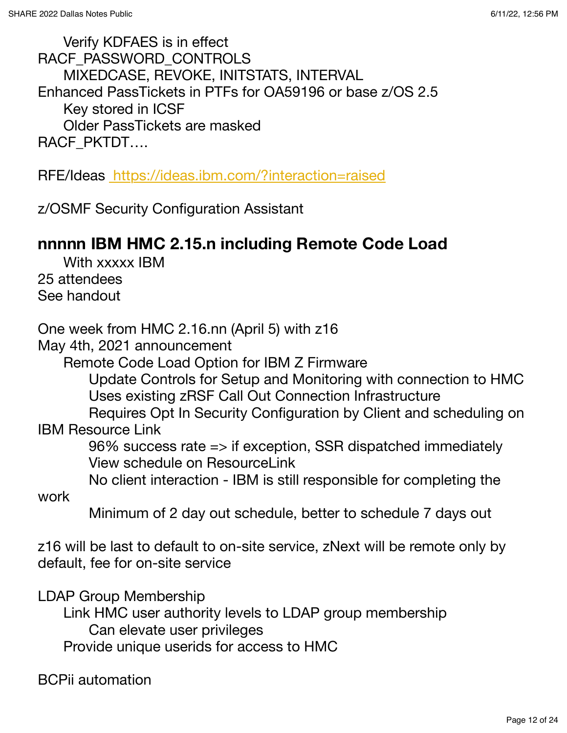Verify KDFAES is in effect

RACF_PASSWORD_CONTROLS

MIXEDCASE, REVOKE, INITSTATS, INTERVAL

Enhanced PassTickets in PTFs for OA59196 or base z/OS 2.5

Key stored in ICSF

Older PassTickets are masked

RACF_PKTDT….

RFE/Ideas [https://ideas.ibm.com/?interaction=raised](https://ideas.ibm.com/?interaction=raised)

z/OSMF Security Configuration Assistant

### nnnnn IBM HMC 2.15.n including Remote Code Load

With xxxxx IBM

25 attendees

See handout

One week from HMC 2.16.nn (April 5) with z16

May 4th, 2021 announcement

- Remote Code Load Option for IBM Z Firmware
  - Update Controls for Setup and Monitoring with connection to HMC
  - Uses existing zRSF Call Out Connection Infrastructure
  - Requires Opt In Security Configuration by Client and scheduling on IBM Resource Link
  - 96% success rate => if exception, SSR dispatched immediately
  - View schedule on ResourceLink
  - No client interaction - IBM is still responsible for completing the work
  - Minimum of 2 day out schedule, better to schedule 7 days out

z16 will be last to default to on-site service, zNext will be remote only by default, fee for on-site service

LDAP Group Membership

- Link HMC user authority levels to LDAP group membership
  - Can elevate user privileges
- Provide unique userids for access to HMC

BCPii automation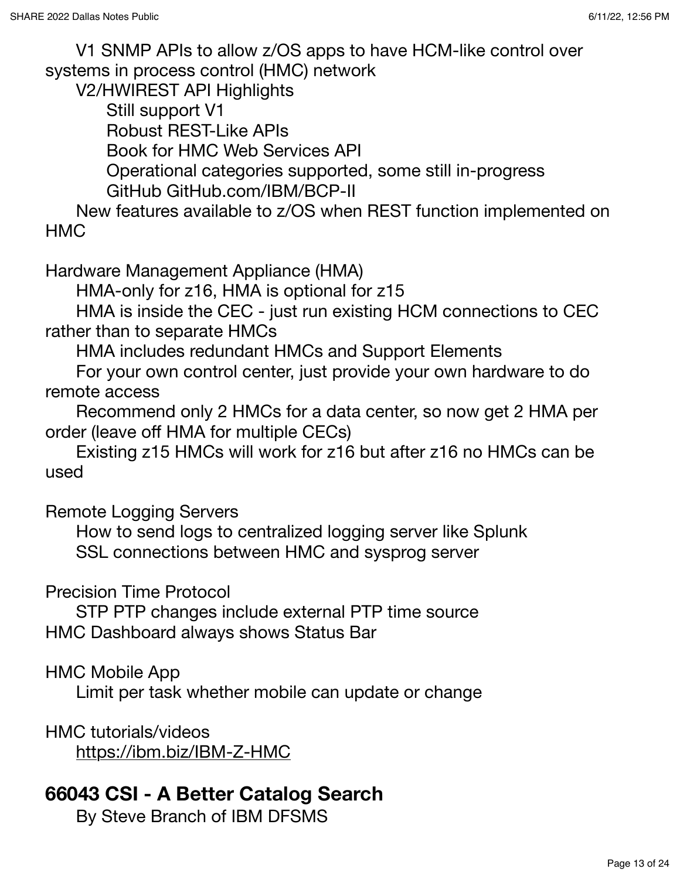V1 SNMP APIs to allow z/OS apps to have HCM-like control over systems in process control (HMC) network

V2/HWIREST API Highlights

- Still support V1
- Robust REST-Like APIs
- Book for HMC Web Services API
- Operational categories supported, some still in-progress
- GitHub GitHub.com/IBM/BCP-II

New features available to z/OS when REST function implemented on HMC

Hardware Management Appliance (HMA)

- HMA-only for z16, HMA is optional for z15
- HMA is inside the CEC - just run existing HCM connections to CEC rather than to separate HMCs
- HMA includes redundant HMCs and Support Elements
- For your own control center, just provide your own hardware to do remote access
- Recommend only 2 HMCs for a data center, so now get 2 HMA per order (leave off HMA for multiple CECs)
- Existing z15 HMCs will work for z16 but after z16 no HMCs can be used

Remote Logging Servers

- How to send logs to centralized logging server like Splunk
- SSL connections between HMC and sysprog server

Precision Time Protocol

- STP PTP changes include external PTP time source

HMC Dashboard always shows Status Bar

HMC Mobile App

- Limit per task whether mobile can update or change

HMC tutorials/videos

- https://ibm.biz/IBM-Z-HMC

## 66043 CSI - A Better Catalog Search

By Steve Branch of IBM DFSMS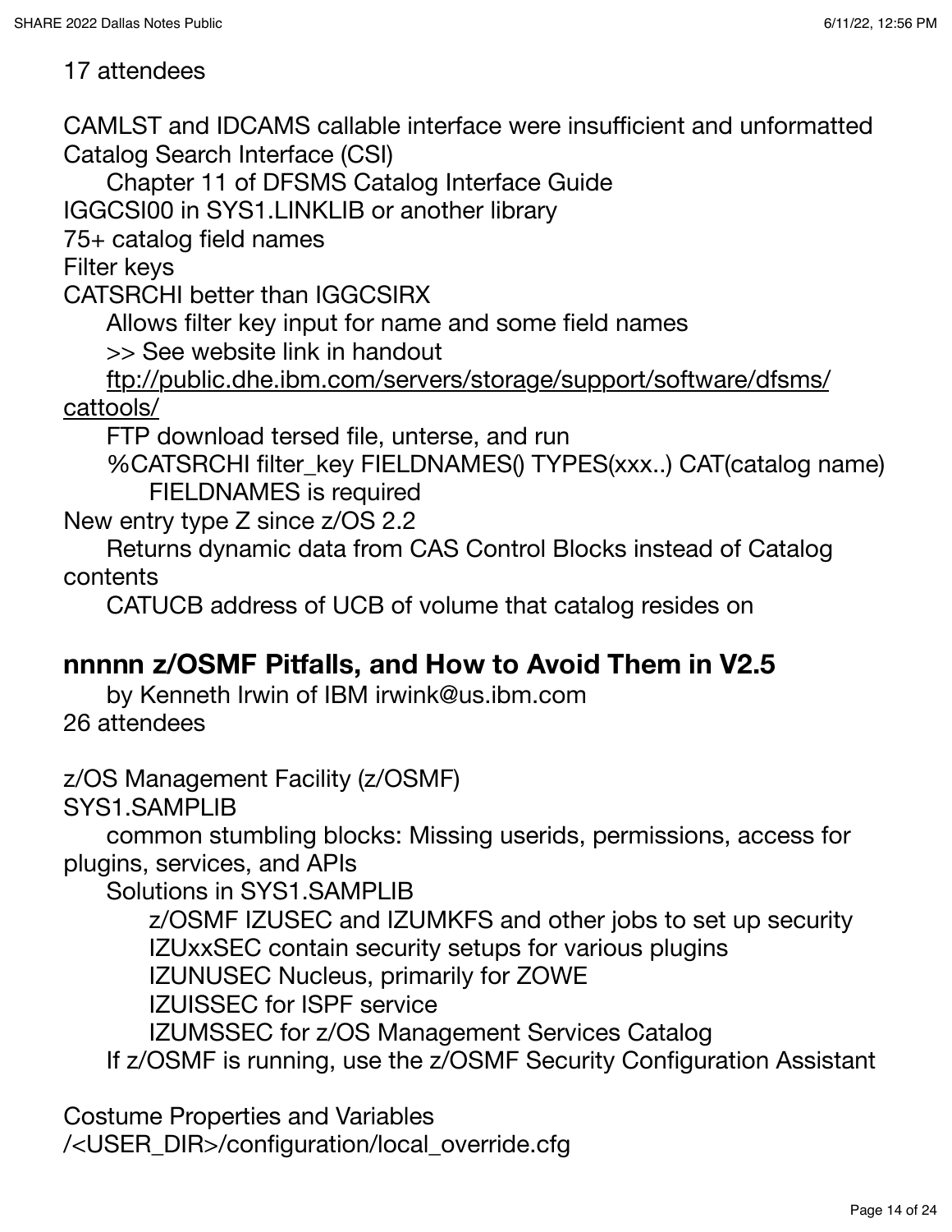17 attendees

CAMLST and IDCAMS callable interface were insufficient and unformatted
Catalog Search Interface (CSI)

- Chapter 11 of DFSMS Catalog Interface Guide

IGGCSI00 in SYS1.LINKLIB or another library
75+ catalog field names
Filter keys
CATSRCHI better than IGGCSIRX

- Allows filter key input for name and some field names
- >> See website link in handout
- ftp://public.dhe.ibm.com/servers/storage/support/software/dfsms/cattools/
- FTP download tersed file, unterse, and run
- %CATSRCHI filter_key FIELDNAMES() TYPES(xxx..) CAT(catalog name)
    - FIELDNAMES is required

New entry type Z since z/OS 2.2

- Returns dynamic data from CAS Control Blocks instead of Catalog contents
- CATUCB address of UCB of volume that catalog resides on

## nnnnn z/OSMF Pitfalls, and How to Avoid Them in V2.5

by Kenneth Irwin of IBM irwink@us.ibm.com
26 attendees

z/OS Management Facility (z/OSMF)
SYS1.SAMPLIB

- common stumbling blocks: Missing userids, permissions, access for plugins, services, and APIs
- Solutions in SYS1.SAMPLIB
    - z/OSMF IZUSEC and IZUMKFS and other jobs to set up security
    - IZUxxSEC contain security setups for various plugins
    - IZUNUSEC Nucleus, primarily for ZOWE
    - IZUISSEC for ISPF service
    - IZUMSSEC for z/OS Management Services Catalog
- If z/OSMF is running, use the z/OSMF Security Configuration Assistant

Costume Properties and Variables
/<USER_DIR>/configuration/local_override.cfg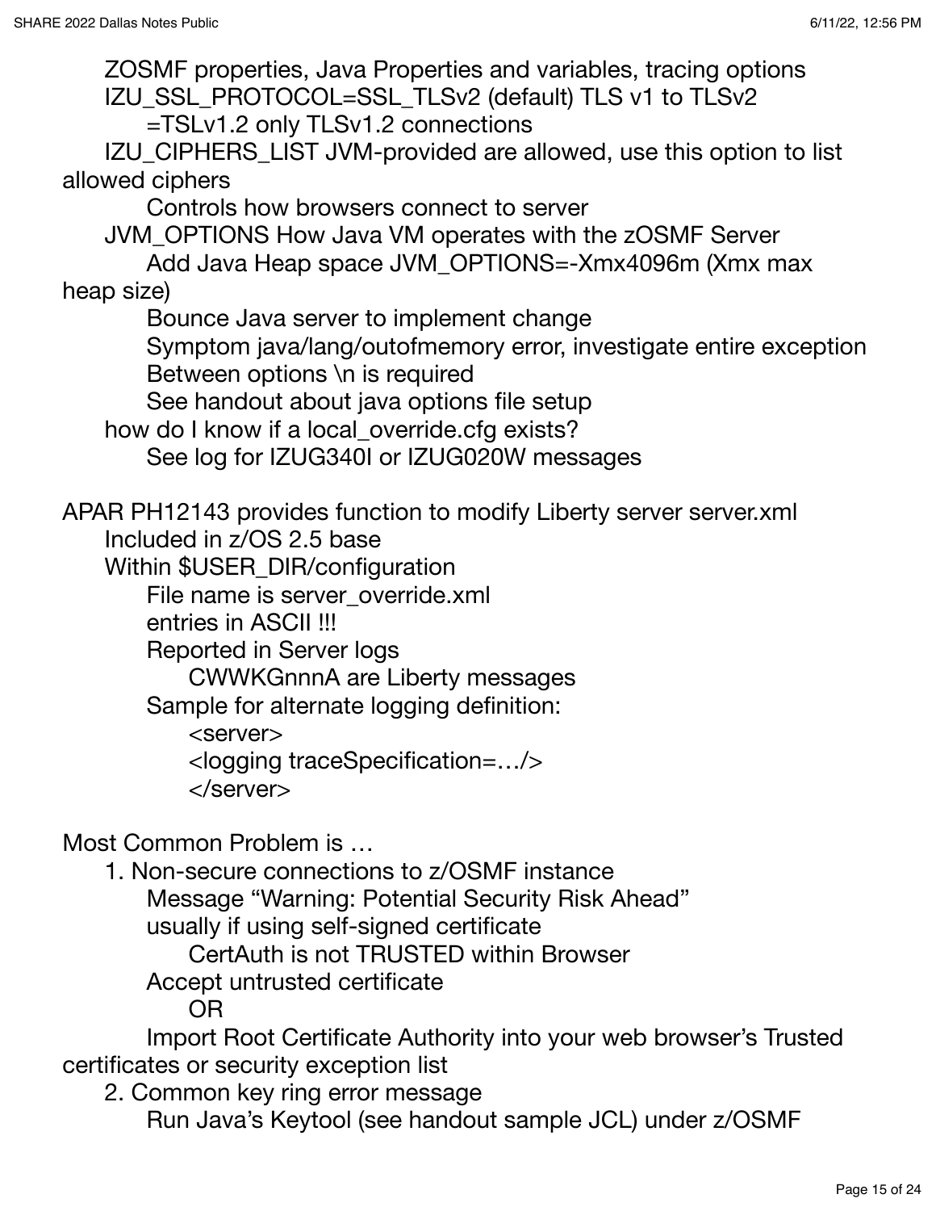- ZOSMF properties, Java Properties and variables, tracing options
- IZU_SSL_PROTOCOL=SSL_TLSv2 (default) TLS v1 to TLSv2
  - =TSLv1.2 only TLSv1.2 connections
- IZU_CIPHERS_LIST JVM-provided are allowed, use this option to list allowed ciphers
  - Controls how browsers connect to server
- JVM_OPTIONS How Java VM operates with the zOSMF Server
  - Add Java Heap space JVM_OPTIONS=-Xmx4096m (Xmx max heap size)
  - Bounce Java server to implement change
  - Symptom java/lang/outofmemory error, investigate entire exception
  - Between options \n is required
  - See handout about java options file setup
- how do I know if a local_override.cfg exists?
  - See log for IZUG340I or IZUG020W messages

APAR PH12143 provides function to modify Liberty server server.xml
- Included in z/OS 2.5 base
- Within $USER_DIR/configuration
  - File name is server_override.xml
  - entries in ASCII !!!
  - Reported in Server logs
    - CWWKGnnnA are Liberty messages
  - Sample for alternate logging definition:
    ```
    <server>
    <logging traceSpecification=…/>
    </server>
    ```

Most Common Problem is …

1. Non-secure connections to z/OSMF instance
   - Message “Warning: Potential Security Risk Ahead”
   - usually if using self-signed certificate
     - CertAuth is not TRUSTED within Browser
   - Accept untrusted certificate
     - OR
   - Import Root Certificate Authority into your web browser’s Trusted certificates or security exception list
2. Common key ring error message
   - Run Java’s Keytool (see handout sample JCL) under z/OSMF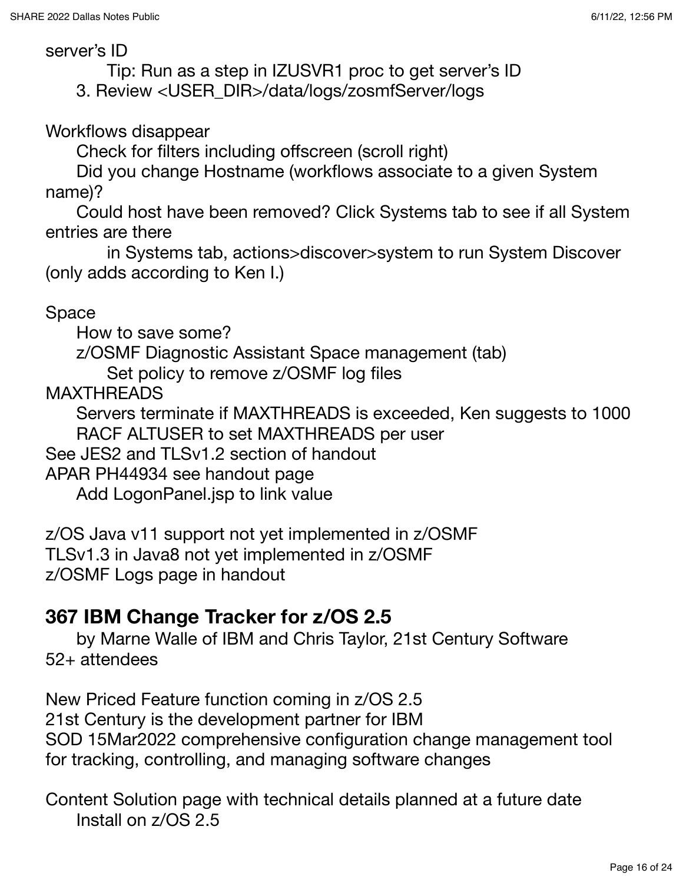server's ID

Tip: Run as a step in IZUSVR1 proc to get server's ID

3. Review <USER_DIR>/data/logs/zosmfServer/logs

Workflows disappear

Check for filters including offscreen (scroll right)

Did you change Hostname (workflows associate to a given System name)?

Could host have been removed? Click Systems tab to see if all System entries are there

in Systems tab, actions>discover>system to run System Discover (only adds according to Ken I.)

Space

How to save some?

z/OSMF Diagnostic Assistant Space management (tab)

Set policy to remove z/OSMF log files

MAXTHREADS

Servers terminate if MAXTHREADS is exceeded, Ken suggests to 1000

RACF ALTUSER to set MAXTHREADS per user

See JES2 and TLSv1.2 section of handout

APAR PH44934 see handout page

Add LogonPanel.jsp to link value

z/OS Java v11 support not yet implemented in z/OSMF

TLSv1.3 in Java8 not yet implemented in z/OSMF

z/OSMF Logs page in handout

## 367 IBM Change Tracker for z/OS 2.5

by Marne Walle of IBM and Chris Taylor, 21st Century Software

52+ attendees

New Priced Feature function coming in z/OS 2.5

21st Century is the development partner for IBM

SOD 15Mar2022 comprehensive configuration change management tool for tracking, controlling, and managing software changes

Content Solution page with technical details planned at a future date

Install on z/OS 2.5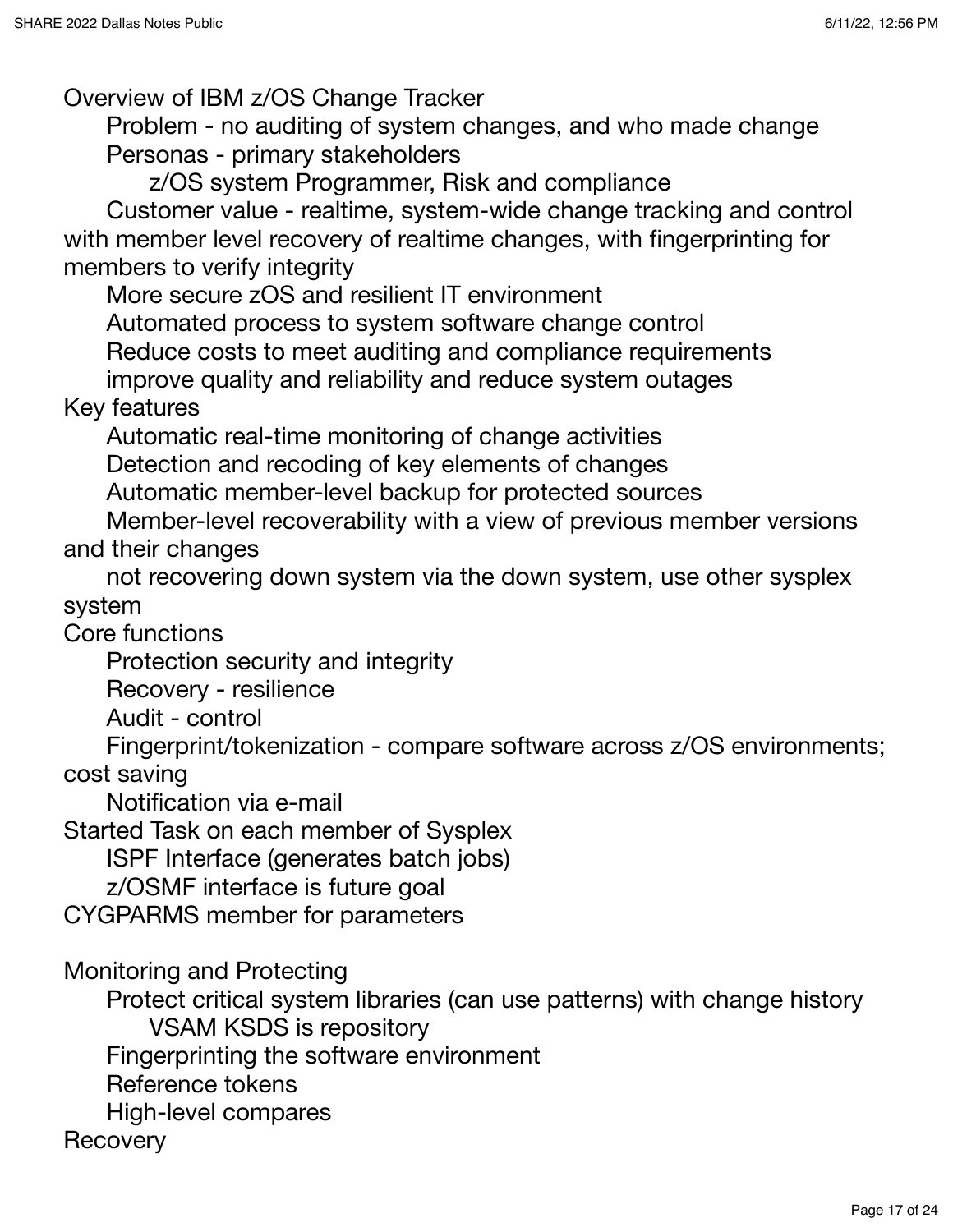Overview of IBM z/OS Change Tracker
- Problem - no auditing of system changes, and who made change
- Personas - primary stakeholders
  - z/OS system Programmer, Risk and compliance
- Customer value - realtime, system-wide change tracking and control with member level recovery of realtime changes, with fingerprinting for members to verify integrity
- More secure zOS and resilient IT environment
- Automated process to system software change control
- Reduce costs to meet auditing and compliance requirements
- improve quality and reliability and reduce system outages

Key features
- Automatic real-time monitoring of change activities
- Detection and recoding of key elements of changes
- Automatic member-level backup for protected sources
- Member-level recoverability with a view of previous member versions and their changes
- not recovering down system via the down system, use other sysplex system

Core functions
- Protection security and integrity
- Recovery - resilience
- Audit - control
- Fingerprint/tokenization - compare software across z/OS environments; cost saving
- Notification via e-mail

Started Task on each member of Sysplex
- ISPF Interface (generates batch jobs)
- z/OSMF interface is future goal

CYGPARMS member for parameters

Monitoring and Protecting
- Protect critical system libraries (can use patterns) with change history
  - VSAM KSDS is repository
- Fingerprinting the software environment
- Reference tokens
- High-level compares

Recovery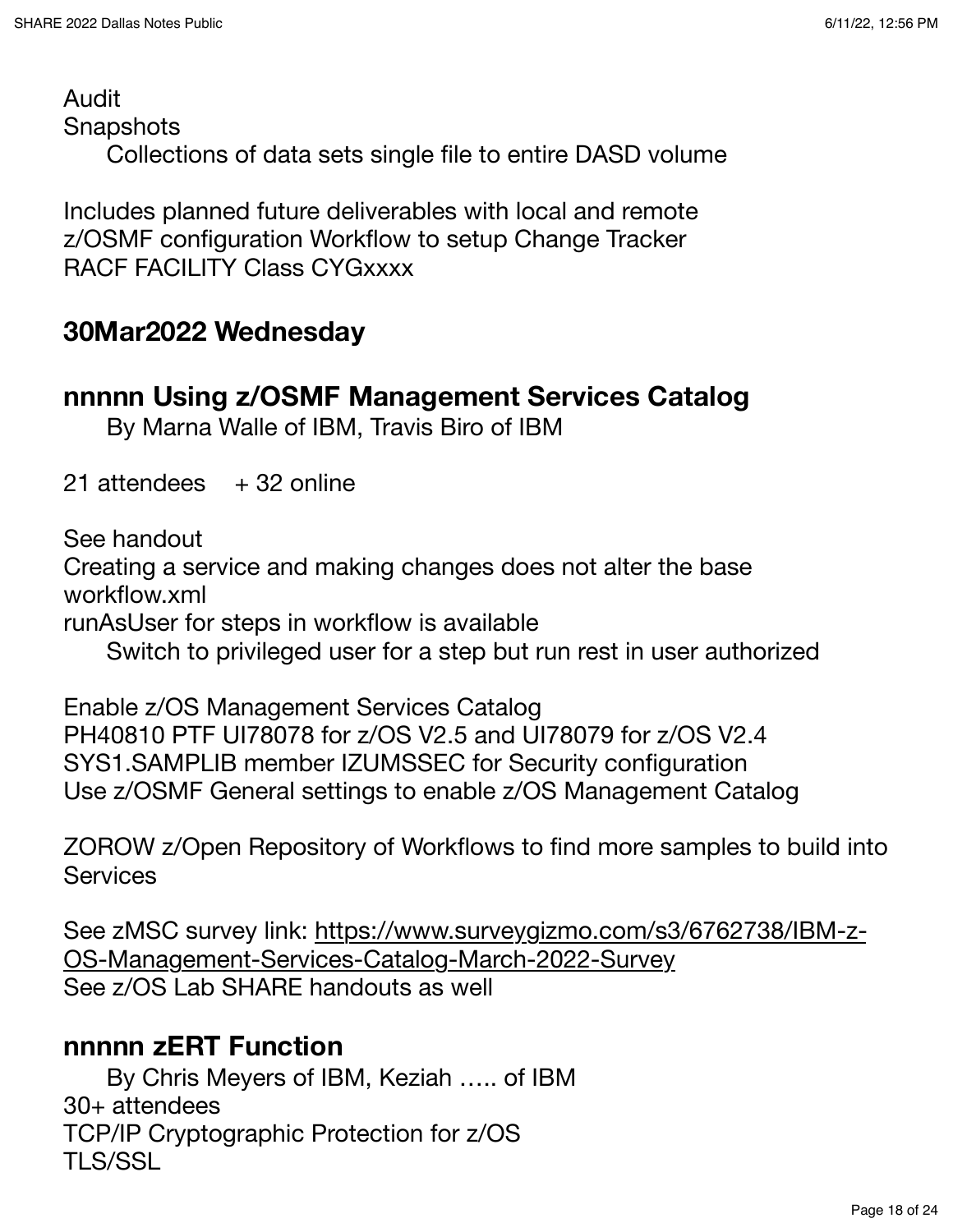Audit
Snapshots
    Collections of data sets single file to entire DASD volume

Includes planned future deliverables with local and remote
z/OSMF configuration Workflow to setup Change Tracker
RACF FACILITY Class CYGxxxx

## 30Mar2022 Wednesday

## nnnnn Using z/OSMF Management Services Catalog

    By Marna Walle of IBM, Travis Biro of IBM

21 attendees   + 32 online

See handout
Creating a service and making changes does not alter the base workflow.xml
runAsUser for steps in workflow is available
    Switch to privileged user for a step but run rest in user authorized

Enable z/OS Management Services Catalog
PH40810 PTF UI78078 for z/OS V2.5 and UI78079 for z/OS V2.4
SYS1.SAMPLIB member IZUMSSEC for Security configuration
Use z/OSMF General settings to enable z/OS Management Catalog

ZOROW z/Open Repository of Workflows to find more samples to build into Services

See zMSC survey link: https://www.surveygizmo.com/s3/6762738/IBM-z-OS-Management-Services-Catalog-March-2022-Survey
See z/OS Lab SHARE handouts as well

## nnnnn zERT Function

    By Chris Meyers of IBM, Keziah ….. of IBM
30+ attendees
TCP/IP Cryptographic Protection for z/OS
TLS/SSL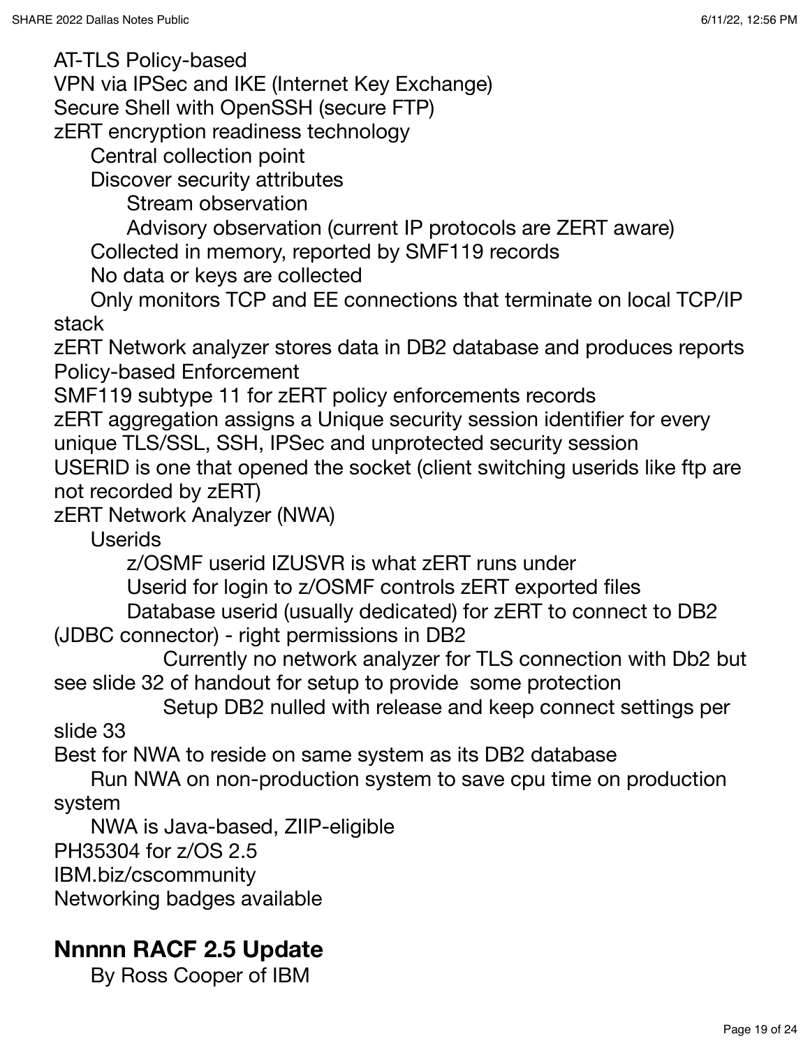AT-TLS Policy-based
VPN via IPSec and IKE (Internet Key Exchange)
Secure Shell with OpenSSH (secure FTP)
zERT encryption readiness technology

- Central collection point
- Discover security attributes
    - Stream observation
    - Advisory observation (current IP protocols are ZERT aware)
- Collected in memory, reported by SMF119 records
- No data or keys are collected
- Only monitors TCP and EE connections that terminate on local TCP/IP stack

zERT Network analyzer stores data in DB2 database and produces reports
Policy-based Enforcement
SMF119 subtype 11 for zERT policy enforcements records
zERT aggregation assigns a Unique security session identifier for every unique TLS/SSL, SSH, IPSec and unprotected security session
USERID is one that opened the socket (client switching userids like ftp are not recorded by zERT)
zERT Network Analyzer (NWA)

- Userids
    - z/OSMF userid IZUSVR is what zERT runs under
    - Userid for login to z/OSMF controls zERT exported files
    - Database userid (usually dedicated) for zERT to connect to DB2 (JDBC connector) - right permissions in DB2
        - Currently no network analyzer for TLS connection with Db2 but see slide 32 of handout for setup to provide some protection
        - Setup DB2 nulled with release and keep connect settings per slide 33

Best for NWA to reside on same system as its DB2 database

- Run NWA on non-production system to save cpu time on production system
- NWA is Java-based, ZIIP-eligible

PH35304 for z/OS 2.5
IBM.biz/cscommunity
Networking badges available

## Nnnnn RACF 2.5 Update

By Ross Cooper of IBM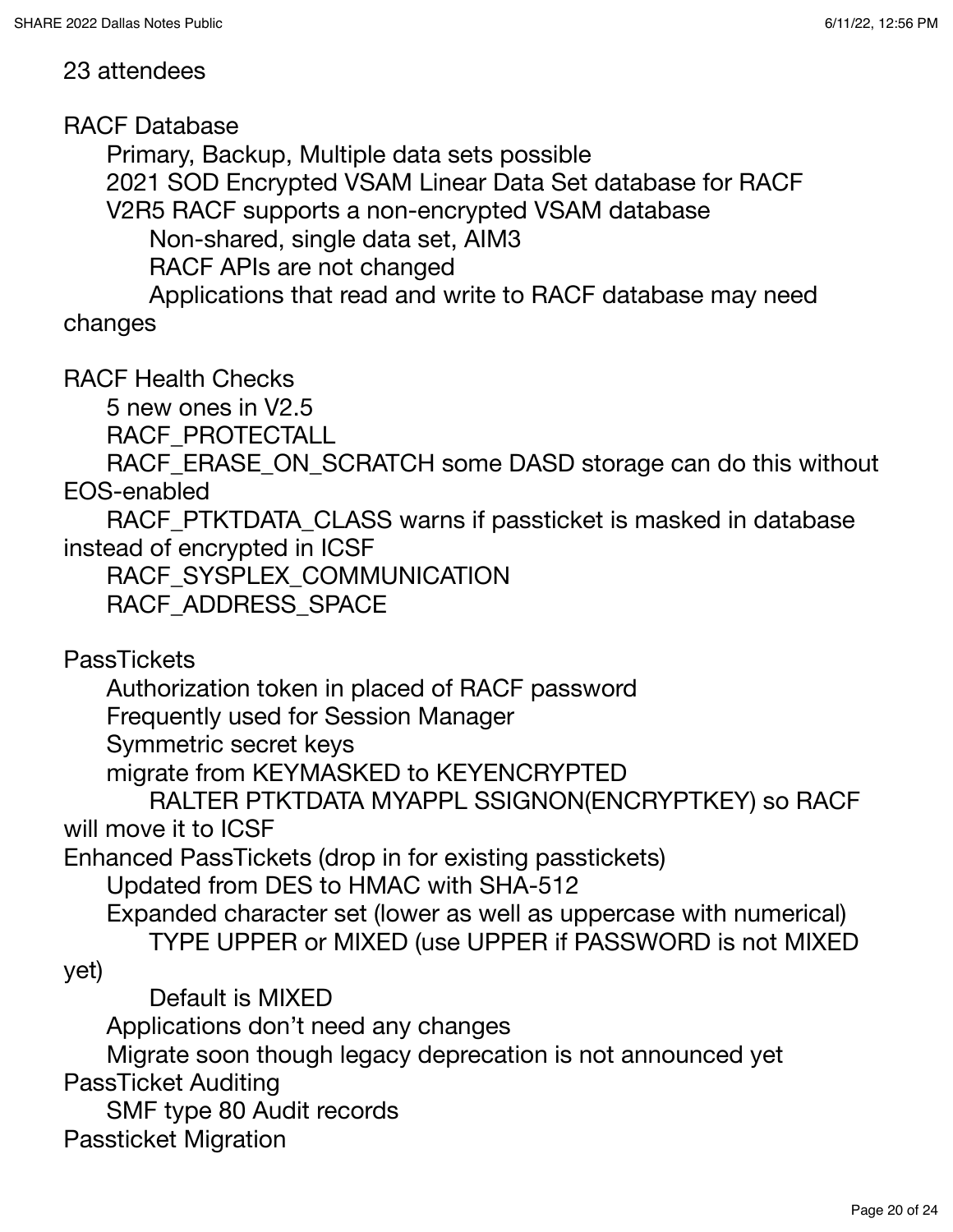23 attendees

RACF Database
- Primary, Backup, Multiple data sets possible
- 2021 SOD Encrypted VSAM Linear Data Set database for RACF
- V2R5 RACF supports a non-encrypted VSAM database
  - Non-shared, single data set, AIM3
  - RACF APIs are not changed
  - Applications that read and write to RACF database may need changes

RACF Health Checks
- 5 new ones in V2.5
- RACF_PROTECTALL
- RACF_ERASE_ON_SCRATCH some DASD storage can do this without EOS-enabled
- RACF_PTKTDATA_CLASS warns if passticket is masked in database instead of encrypted in ICSF
- RACF_SYSPLEX_COMMUNICATION
- RACF_ADDRESS_SPACE

PassTickets
- Authorization token in placed of RACF password
- Frequently used for Session Manager
- Symmetric secret keys
- migrate from KEYMASKED to KEYENCRYPTED
  - RALTER PTKTDATA MYAPPL SSIGNON(ENCRYPTKEY) so RACF will move it to ICSF

Enhanced PassTickets (drop in for existing passtickets)
- Updated from DES to HMAC with SHA-512
- Expanded character set (lower as well as uppercase with numerical)
  - TYPE UPPER or MIXED (use UPPER if PASSWORD is not MIXED yet)
  - Default is MIXED
- Applications don't need any changes
- Migrate soon though legacy deprecation is not announced yet

PassTicket Auditing
- SMF type 80 Audit records

Passticket Migration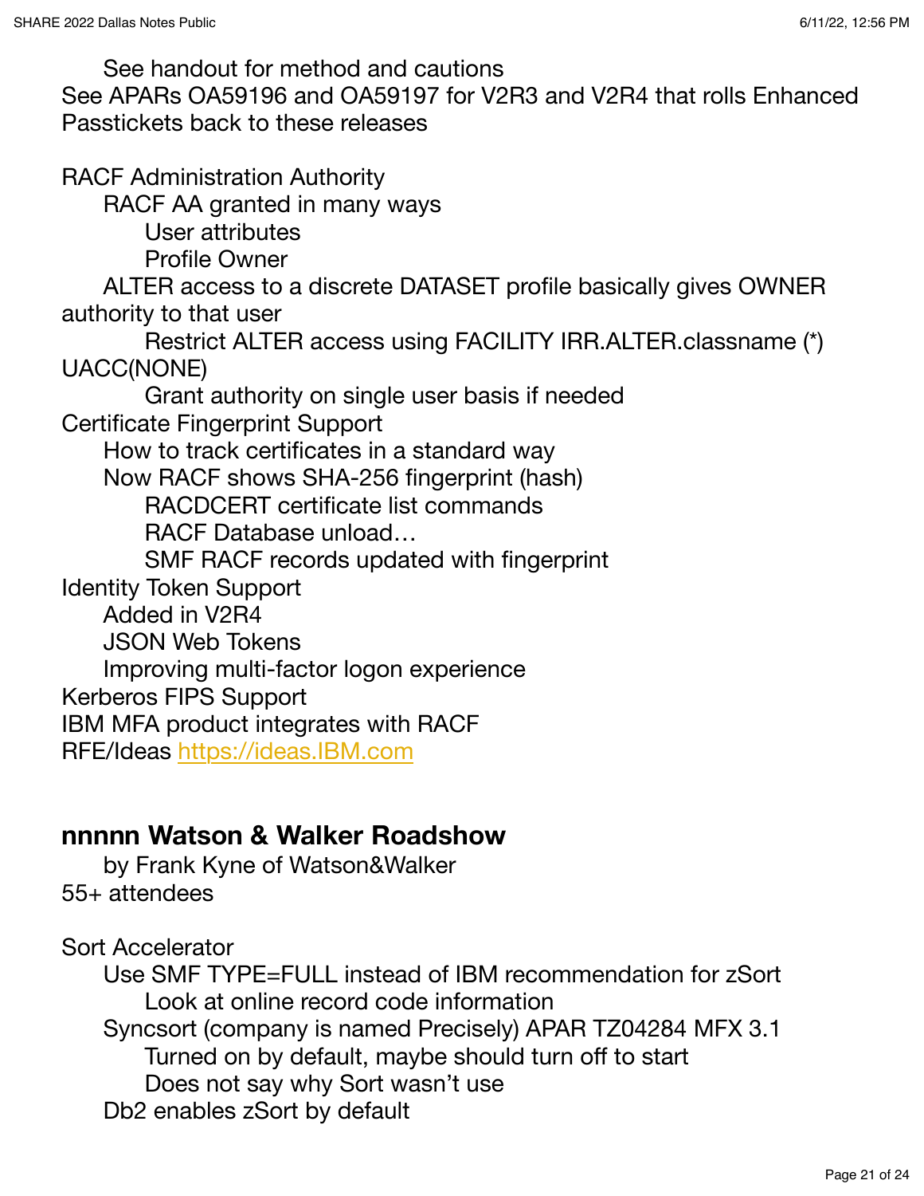- See handout for method and cautions

See APARs OA59196 and OA59197 for V2R3 and V2R4 that rolls Enhanced Passtickets back to these releases

RACF Administration Authority
- RACF AA granted in many ways
  - User attributes
  - Profile Owner
- ALTER access to a discrete DATASET profile basically gives OWNER authority to that user
  - Restrict ALTER access using FACILITY IRR.ALTER.classname (*) UACC(NONE)
  - Grant authority on single user basis if needed

Certificate Fingerprint Support
- How to track certificates in a standard way
- Now RACF shows SHA-256 fingerprint (hash)
  - RACDCERT certificate list commands
  - RACF Database unload…
  - SMF RACF records updated with fingerprint

Identity Token Support
- Added in V2R4
- JSON Web Tokens
- Improving multi-factor logon experience

Kerberos FIPS Support

IBM MFA product integrates with RACF

RFE/Ideas [https://ideas.IBM.com](https://ideas.IBM.com)

## nnnnn Watson & Walker Roadshow

- by Frank Kyne of Watson&Walker

55+ attendees

Sort Accelerator
- Use SMF TYPE=FULL instead of IBM recommendation for zSort
  - Look at online record code information
- Syncsort (company is named Precisely) APAR TZ04284 MFX 3.1
  - Turned on by default, maybe should turn off to start
  - Does not say why Sort wasn't use
- Db2 enables zSort by default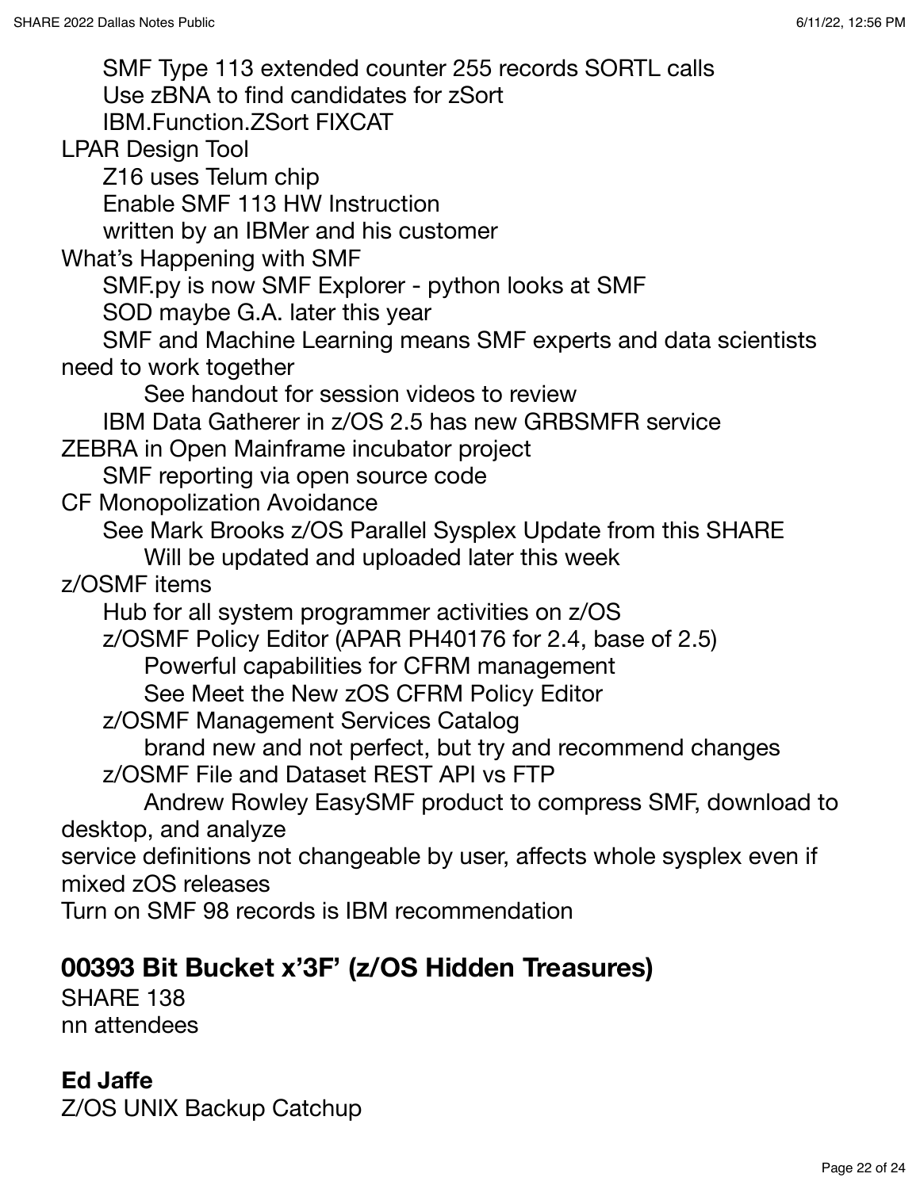- SMF Type 113 extended counter 255 records SORTL calls
  - Use zBNA to find candidates for zSort
  - IBM.Function.ZSort FIXCAT
- LPAR Design Tool
  - Z16 uses Telum chip
  - Enable SMF 113 HW Instruction
  - written by an IBMer and his customer
- What's Happening with SMF
  - SMF.py is now SMF Explorer - python looks at SMF
  - SOD maybe G.A. later this year
  - SMF and Machine Learning means SMF experts and data scientists need to work together
    - See handout for session videos to review
  - IBM Data Gatherer in z/OS 2.5 has new GRBSMFR service
- ZEBRA in Open Mainframe incubator project
  - SMF reporting via open source code
- CF Monopolization Avoidance
  - See Mark Brooks z/OS Parallel Sysplex Update from this SHARE
    - Will be updated and uploaded later this week
- z/OSMF items
  - Hub for all system programmer activities on z/OS
  - z/OSMF Policy Editor (APAR PH40176 for 2.4, base of 2.5)
    - Powerful capabilities for CFRM management
    - See Meet the New zOS CFRM Policy Editor
  - z/OSMF Management Services Catalog
    - brand new and not perfect, but try and recommend changes
  - z/OSMF File and Dataset REST API vs FTP
    - Andrew Rowley EasySMF product to compress SMF, download to desktop, and analyze
- service definitions not changeable by user, affects whole sysplex even if mixed zOS releases
- Turn on SMF 98 records is IBM recommendation

## 00393 Bit Bucket x'3F' (z/OS Hidden Treasures)

SHARE 138
nn attendees

**Ed Jaffe**

Z/OS UNIX Backup Catchup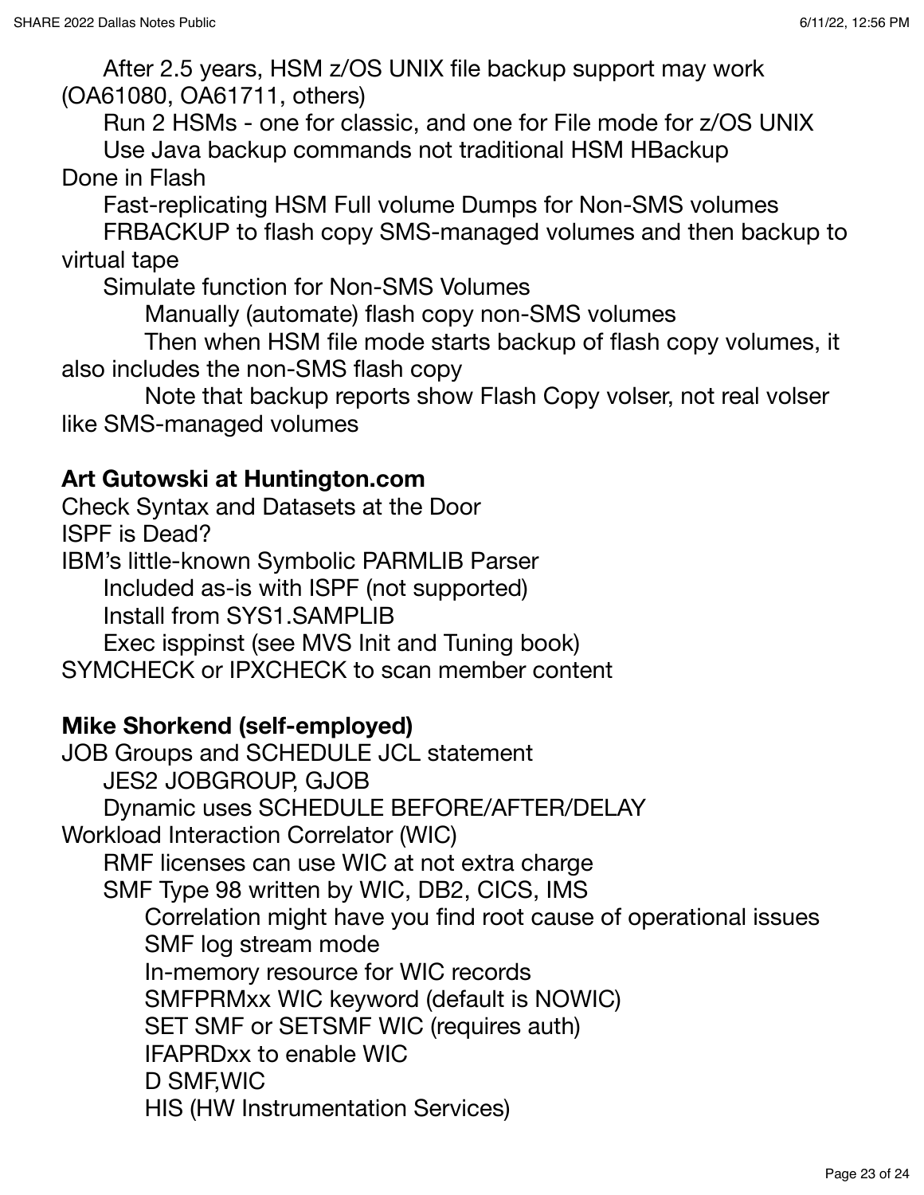After 2.5 years, HSM z/OS UNIX file backup support may work (OA61080, OA61711, others)

- Run 2 HSMs - one for classic, and one for File mode for z/OS UNIX
- Use Java backup commands not traditional HSM HBackup

Done in Flash

- Fast-replicating HSM Full volume Dumps for Non-SMS volumes
- FRBACKUP to flash copy SMS-managed volumes and then backup to virtual tape
- Simulate function for Non-SMS Volumes
  - Manually (automate) flash copy non-SMS volumes
  - Then when HSM file mode starts backup of flash copy volumes, it also includes the non-SMS flash copy
  - Note that backup reports show Flash Copy volser, not real volser like SMS-managed volumes

**Art Gutowski at Huntington.com**

Check Syntax and Datasets at the Door

ISPF is Dead?

IBM's little-known Symbolic PARMLIB Parser

- Included as-is with ISPF (not supported)
- Install from SYS1.SAMPLIB
- Exec isppinst (see MVS Init and Tuning book)

SYMCHECK or IPXCHECK to scan member content

**Mike Shorkend (self-employed)**

JOB Groups and SCHEDULE JCL statement

- JES2 JOBGROUP, GJOB
- Dynamic uses SCHEDULE BEFORE/AFTER/DELAY

Workload Interaction Correlator (WIC)

- RMF licenses can use WIC at not extra charge
- SMF Type 98 written by WIC, DB2, CICS, IMS
  - Correlation might have you find root cause of operational issues
  - SMF log stream mode
  - In-memory resource for WIC records
  - SMFPRMxx WIC keyword (default is NOWIC)
  - SET SMF or SETSMF WIC (requires auth)
  - IFAPRDxx to enable WIC
  - D SMF,WIC
  - HIS (HW Instrumentation Services)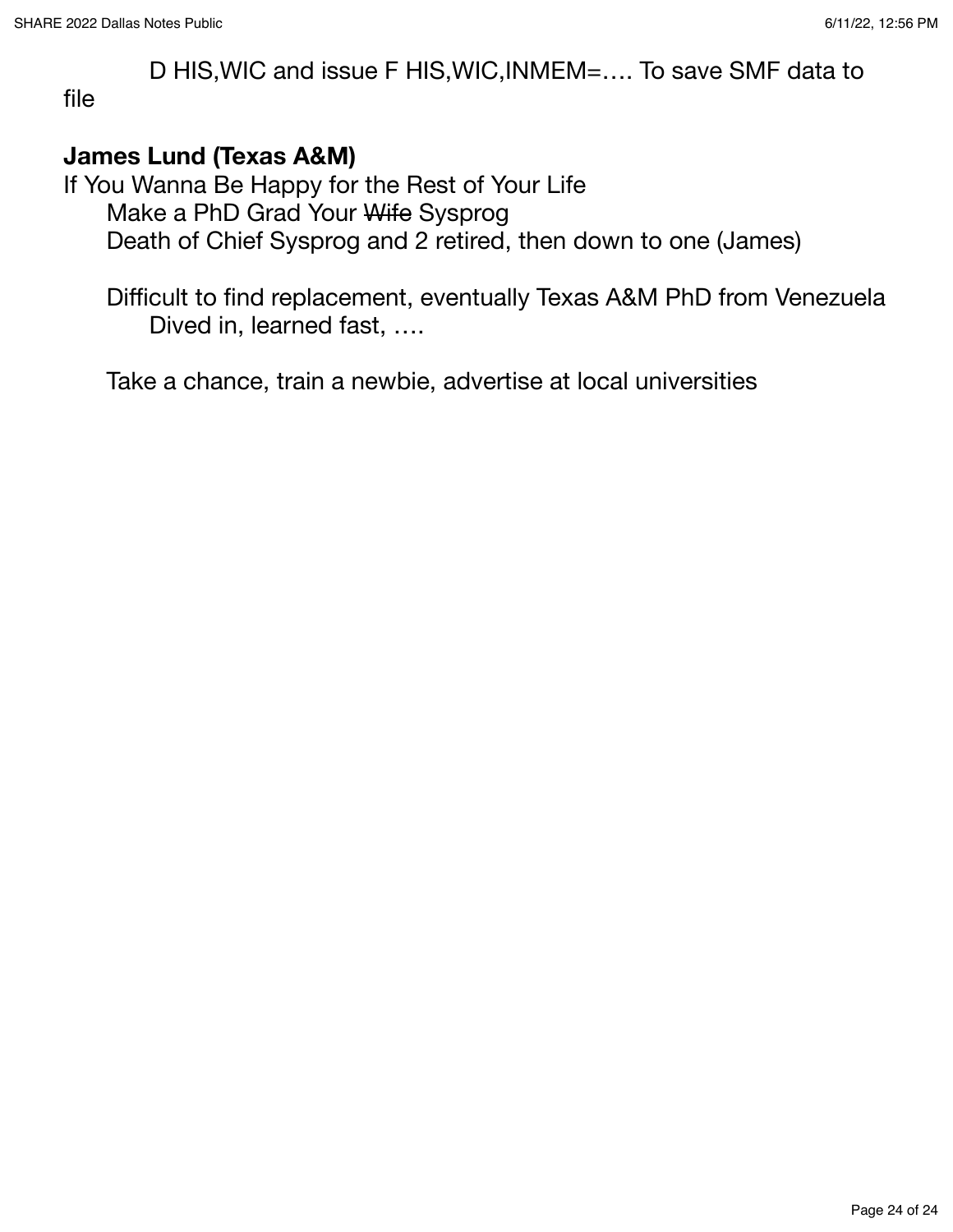D HIS,WIC and issue F HIS,WIC,INMEM=…. To save SMF data to file

**James Lund (Texas A&M)**

If You Wanna Be Happy for the Rest of Your Life

- Make a PhD Grad Your ~~Wife~~ Sysprog
- Death of Chief Sysprog and 2 retired, then down to one (James)
- Difficult to find replacement, eventually Texas A&M PhD from Venezuela
  - Dived in, learned fast, ….
- Take a chance, train a newbie, advertise at local universities